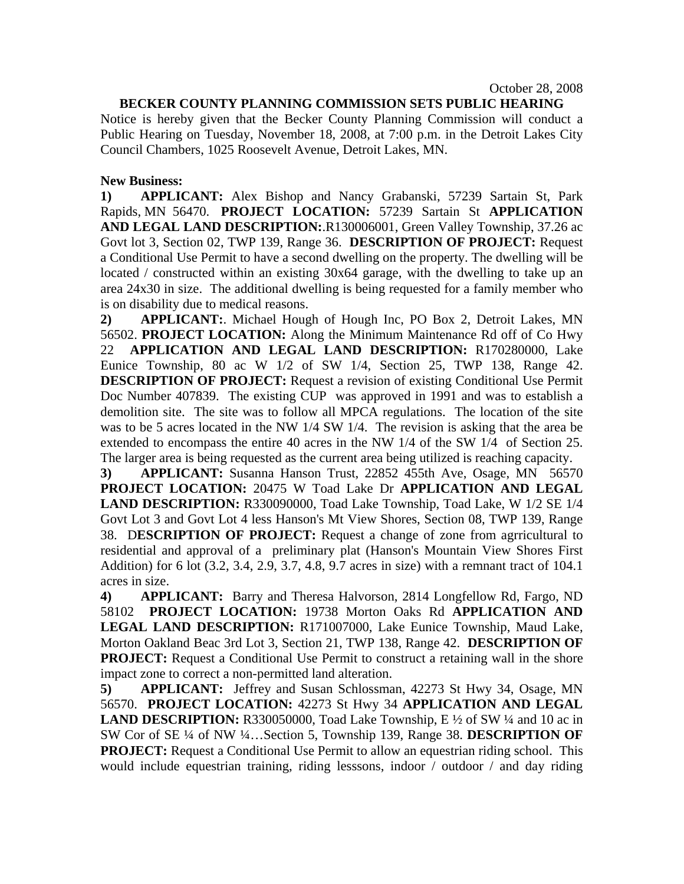October 28, 2008

**BECKER COUNTY PLANNING COMMISSION SETS PUBLIC HEARING**

Notice is hereby given that the Becker County Planning Commission will conduct a Public Hearing on Tuesday, November 18, 2008, at 7:00 p.m. in the Detroit Lakes City Council Chambers, 1025 Roosevelt Avenue, Detroit Lakes, MN.

**New Business:**

**1)** **APPLICANT:** Alex Bishop and Nancy Grabanski, 57239 Sartain St, Park Rapids, MN 56470. **PROJECT LOCATION:** 57239 Sartain St **APPLICATION AND LEGAL LAND DESCRIPTION:**.R130006001, Green Valley Township, 37.26 ac Govt lot 3, Section 02, TWP 139, Range 36. **DESCRIPTION OF PROJECT:** Request a Conditional Use Permit to have a second dwelling on the property. The dwelling will be located / constructed within an existing 30x64 garage, with the dwelling to take up an area 24x30 in size. The additional dwelling is being requested for a family member who is on disability due to medical reasons.

**2)** **APPLICANT:**. Michael Hough of Hough Inc, PO Box 2, Detroit Lakes, MN 56502. **PROJECT LOCATION:** Along the Minimum Maintenance Rd off of Co Hwy 22 **APPLICATION AND LEGAL LAND DESCRIPTION:** R170280000, Lake Eunice Township, 80 ac W 1/2 of SW 1/4, Section 25, TWP 138, Range 42. **DESCRIPTION OF PROJECT:** Request a revision of existing Conditional Use Permit Doc Number 407839. The existing CUP was approved in 1991 and was to establish a demolition site. The site was to follow all MPCA regulations. The location of the site was to be 5 acres located in the NW 1/4 SW 1/4. The revision is asking that the area be extended to encompass the entire 40 acres in the NW 1/4 of the SW 1/4 of Section 25. The larger area is being requested as the current area being utilized is reaching capacity.

**3)** **APPLICANT:** Susanna Hanson Trust, 22852 455th Ave, Osage, MN 56570 **PROJECT LOCATION:** 20475 W Toad Lake Dr **APPLICATION AND LEGAL LAND DESCRIPTION:** R330090000, Toad Lake Township, Toad Lake, W 1/2 SE 1/4 Govt Lot 3 and Govt Lot 4 less Hanson's Mt View Shores, Section 08, TWP 139, Range 38. D**ESCRIPTION OF PROJECT:** Request a change of zone from agrricultural to residential and approval of a preliminary plat (Hanson's Mountain View Shores First Addition) for 6 lot (3.2, 3.4, 2.9, 3.7, 4.8, 9.7 acres in size) with a remnant tract of 104.1 acres in size.

**4)** **APPLICANT:** Barry and Theresa Halvorson, 2814 Longfellow Rd, Fargo, ND 58102 **PROJECT LOCATION:** 19738 Morton Oaks Rd **APPLICATION AND LEGAL LAND DESCRIPTION:** R171007000, Lake Eunice Township, Maud Lake, Morton Oakland Beac 3rd Lot 3, Section 21, TWP 138, Range 42. **DESCRIPTION OF PROJECT:** Request a Conditional Use Permit to construct a retaining wall in the shore impact zone to correct a non-permitted land alteration.

**5)** **APPLICANT:** Jeffrey and Susan Schlossman, 42273 St Hwy 34, Osage, MN 56570. **PROJECT LOCATION:** 42273 St Hwy 34 **APPLICATION AND LEGAL LAND DESCRIPTION:** R330050000, Toad Lake Township, E ½ of SW ¼ and 10 ac in SW Cor of SE ¼ of NW ¼…Section 5, Township 139, Range 38. **DESCRIPTION OF PROJECT:** Request a Conditional Use Permit to allow an equestrian riding school. This would include equestrian training, riding lesssons, indoor / outdoor / and day riding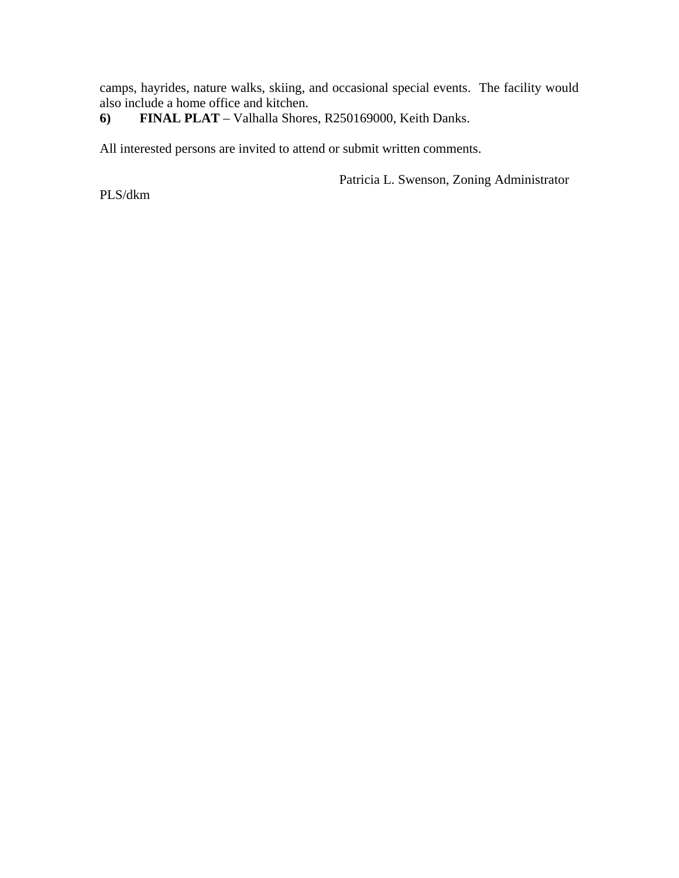camps, hayrides, nature walks, skiing, and occasional special events. The facility would also include a home office and kitchen.

**6)** **FINAL PLAT** – Valhalla Shores, R250169000, Keith Danks.

All interested persons are invited to attend or submit written comments.

Patricia L. Swenson, Zoning Administrator

PLS/dkm